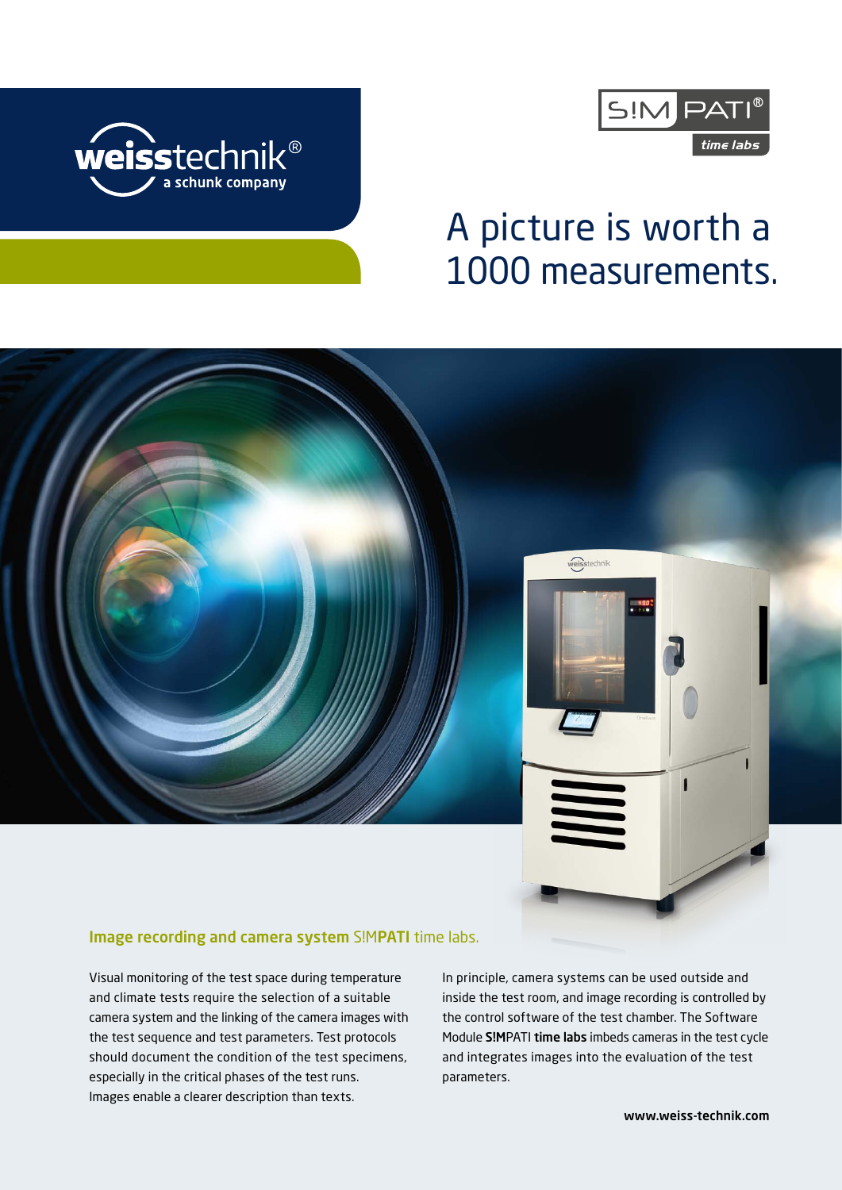weisstechnik®
a schunk company

S!MPATI® time labs

# A picture is worth a 1000 measurements.

## Image recording and camera system S!MPATI time labs.

Visual monitoring of the test space during temperature and climate tests require the selection of a suitable camera system and the linking of the camera images with the test sequence and test parameters. Test protocols should document the condition of the test specimens, especially in the critical phases of the test runs. Images enable a clearer description than texts.

In principle, camera systems can be used outside and inside the test room, and image recording is controlled by the control software of the test chamber. The Software Module **S!M**PATI **time labs** imbeds cameras in the test cycle and integrates images into the evaluation of the test parameters.

www.weiss-technik.com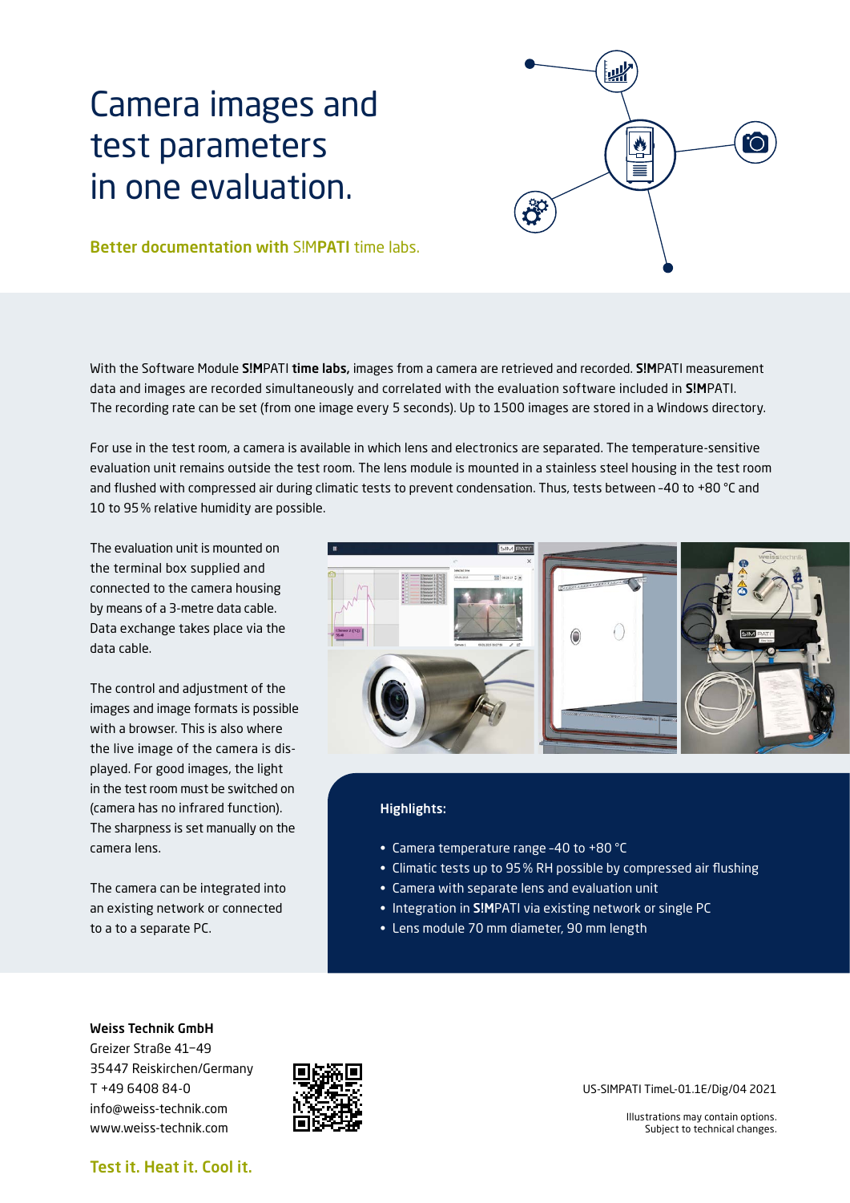# Camera images and test parameters in one evaluation.

**Better documentation with S!MPATI time labs.**

With the Software Module **S!M**PATI **time labs,** images from a camera are retrieved and recorded. **S!M**PATI measurement data and images are recorded simultaneously and correlated with the evaluation software included in **S!M**PATI. The recording rate can be set (from one image every 5 seconds). Up to 1500 images are stored in a Windows directory.

For use in the test room, a camera is available in which lens and electronics are separated. The temperature-sensitive evaluation unit remains outside the test room. The lens module is mounted in a stainless steel housing in the test room and flushed with compressed air during climatic tests to prevent condensation. Thus, tests between -40 to +80 °C and 10 to 95 % relative humidity are possible.

The evaluation unit is mounted on the terminal box supplied and connected to the camera housing by means of a 3-metre data cable. Data exchange takes place via the data cable.

The control and adjustment of the images and image formats is possible with a browser. This is also where the live image of the camera is displayed. For good images, the light in the test room must be switched on (camera has no infrared function). The sharpness is set manually on the camera lens.

The camera can be integrated into an existing network or connected to a to a separate PC.

**Highlights:**

- Camera temperature range -40 to +80 °C
- Climatic tests up to 95 % RH possible by compressed air flushing
- Camera with separate lens and evaluation unit
- Integration in **S!M**PATI via existing network or single PC
- Lens module 70 mm diameter, 90 mm length

**Weiss Technik GmbH**
Greizer Straße 41–49
35447 Reiskirchen/Germany
T +49 6408 84-0
info@weiss-technik.com
www.weiss-technik.com

US-SIMPATI TimeL-01.1E/Dig/04 2021

Illustrations may contain options.
Subject to technical changes.

**Test it. Heat it. Cool it.**